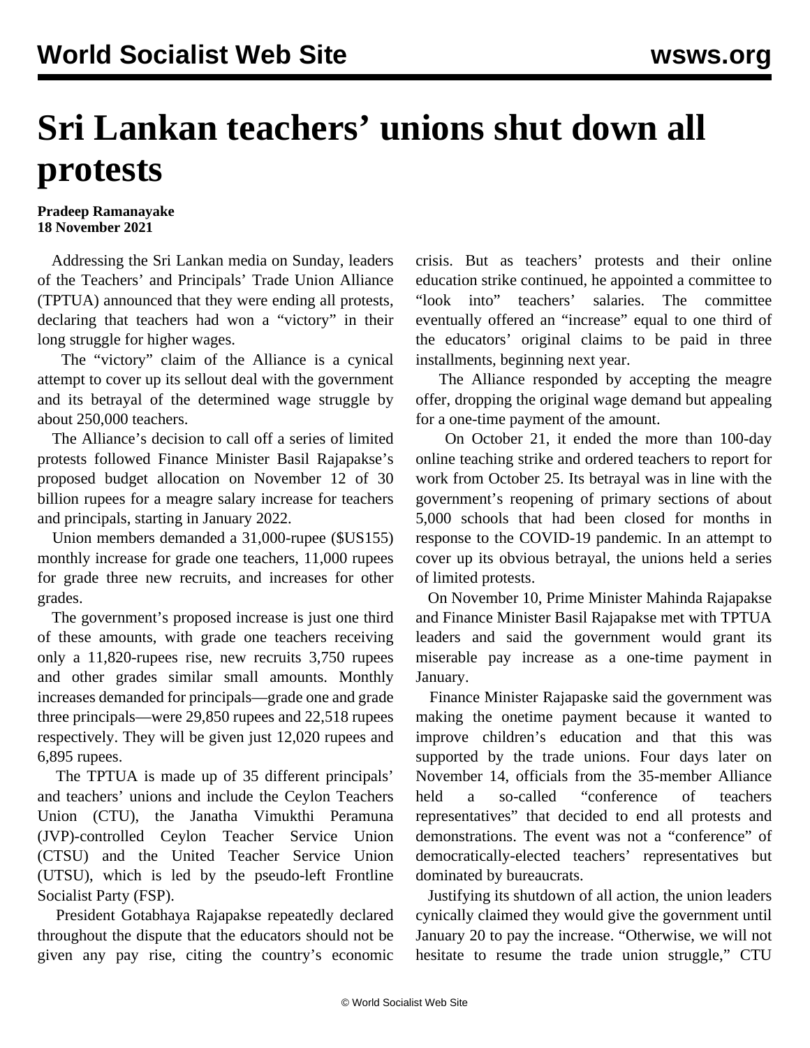# Sri Lankan teachers' unions shut down all protests

**Pradeep Ramanayake**
**18 November 2021**

Addressing the Sri Lankan media on Sunday, leaders of the Teachers' and Principals' Trade Union Alliance (TPTUA) announced that they were ending all protests, declaring that teachers had won a "victory" in their long struggle for higher wages.

The "victory" claim of the Alliance is a cynical attempt to cover up its sellout deal with the government and its betrayal of the determined wage struggle by about 250,000 teachers.

The Alliance's decision to call off a series of limited protests followed Finance Minister Basil Rajapakse's proposed budget allocation on November 12 of 30 billion rupees for a meagre salary increase for teachers and principals, starting in January 2022.

Union members demanded a 31,000-rupee ($US155) monthly increase for grade one teachers, 11,000 rupees for grade three new recruits, and increases for other grades.

The government's proposed increase is just one third of these amounts, with grade one teachers receiving only a 11,820-rupees rise, new recruits 3,750 rupees and other grades similar small amounts. Monthly increases demanded for principals—grade one and grade three principals—were 29,850 rupees and 22,518 rupees respectively. They will be given just 12,020 rupees and 6,895 rupees.

The TPTUA is made up of 35 different principals' and teachers' unions and include the Ceylon Teachers Union (CTU), the Janatha Vimukthi Peramuna (JVP)-controlled Ceylon Teacher Service Union (CTSU) and the United Teacher Service Union (UTSU), which is led by the pseudo-left Frontline Socialist Party (FSP).

President Gotabhaya Rajapakse repeatedly declared throughout the dispute that the educators should not be given any pay rise, citing the country's economic crisis. But as teachers' protests and their online education strike continued, he appointed a committee to "look into" teachers' salaries. The committee eventually offered an "increase" equal to one third of the educators' original claims to be paid in three installments, beginning next year.

The Alliance responded by accepting the meagre offer, dropping the original wage demand but appealing for a one-time payment of the amount.

On October 21, it ended the more than 100-day online teaching strike and ordered teachers to report for work from October 25. Its betrayal was in line with the government's reopening of primary sections of about 5,000 schools that had been closed for months in response to the COVID-19 pandemic. In an attempt to cover up its obvious betrayal, the unions held a series of limited protests.

On November 10, Prime Minister Mahinda Rajapakse and Finance Minister Basil Rajapakse met with TPTUA leaders and said the government would grant its miserable pay increase as a one-time payment in January.

Finance Minister Rajapaske said the government was making the onetime payment because it wanted to improve children's education and that this was supported by the trade unions. Four days later on November 14, officials from the 35-member Alliance held a so-called "conference of teachers representatives" that decided to end all protests and demonstrations. The event was not a "conference" of democratically-elected teachers' representatives but dominated by bureaucrats.

Justifying its shutdown of all action, the union leaders cynically claimed they would give the government until January 20 to pay the increase. "Otherwise, we will not hesitate to resume the trade union struggle," CTU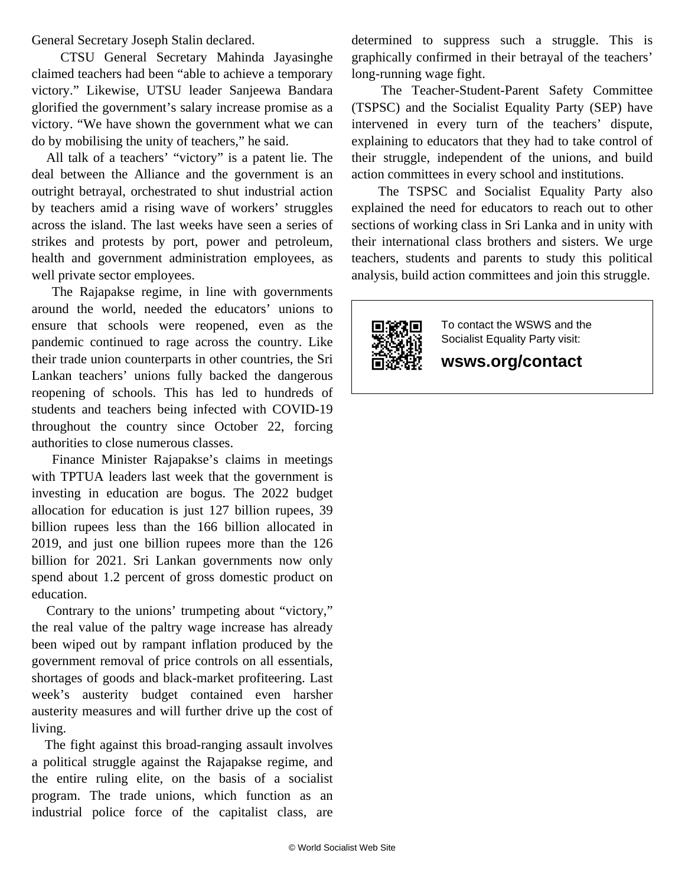General Secretary Joseph Stalin declared.

CTSU General Secretary Mahinda Jayasinghe claimed teachers had been "able to achieve a temporary victory." Likewise, UTSU leader Sanjeewa Bandara glorified the government's salary increase promise as a victory. "We have shown the government what we can do by mobilising the unity of teachers," he said.

All talk of a teachers' "victory" is a patent lie. The deal between the Alliance and the government is an outright betrayal, orchestrated to shut industrial action by teachers amid a rising wave of workers' struggles across the island. The last weeks have seen a series of strikes and protests by port, power and petroleum, health and government administration employees, as well private sector employees.

The Rajapakse regime, in line with governments around the world, needed the educators' unions to ensure that schools were reopened, even as the pandemic continued to rage across the country. Like their trade union counterparts in other countries, the Sri Lankan teachers' unions fully backed the dangerous reopening of schools. This has led to hundreds of students and teachers being infected with COVID-19 throughout the country since October 22, forcing authorities to close numerous classes.

Finance Minister Rajapakse's claims in meetings with TPTUA leaders last week that the government is investing in education are bogus. The 2022 budget allocation for education is just 127 billion rupees, 39 billion rupees less than the 166 billion allocated in 2019, and just one billion rupees more than the 126 billion for 2021. Sri Lankan governments now only spend about 1.2 percent of gross domestic product on education.

Contrary to the unions' trumpeting about "victory," the real value of the paltry wage increase has already been wiped out by rampant inflation produced by the government removal of price controls on all essentials, shortages of goods and black-market profiteering. Last week's austerity budget contained even harsher austerity measures and will further drive up the cost of living.

The fight against this broad-ranging assault involves a political struggle against the Rajapakse regime, and the entire ruling elite, on the basis of a socialist program. The trade unions, which function as an industrial police force of the capitalist class, are determined to suppress such a struggle. This is graphically confirmed in their betrayal of the teachers' long-running wage fight.

The Teacher-Student-Parent Safety Committee (TSPSC) and the Socialist Equality Party (SEP) have intervened in every turn of the teachers' dispute, explaining to educators that they had to take control of their struggle, independent of the unions, and build action committees in every school and institutions.

The TSPSC and Socialist Equality Party also explained the need for educators to reach out to other sections of working class in Sri Lanka and in unity with their international class brothers and sisters. We urge teachers, students and parents to study this political analysis, build action committees and join this struggle.

To contact the WSWS and the Socialist Equality Party visit:

**wsws.org/contact**